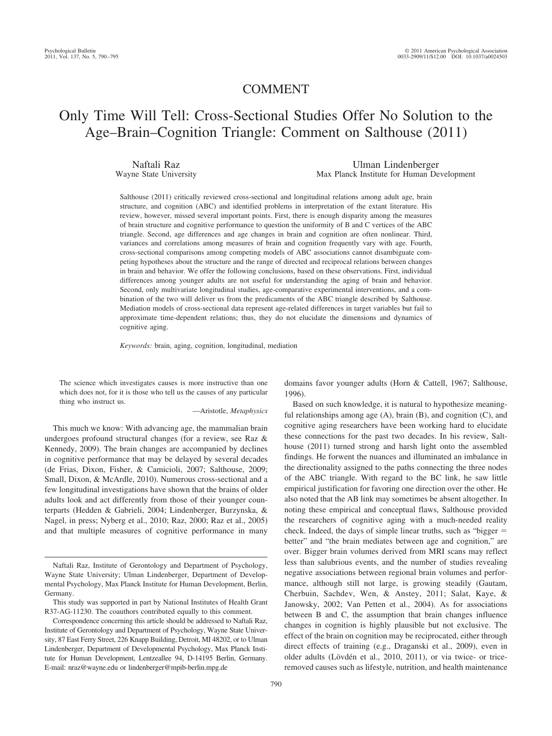# COMMENT

# Only Time Will Tell: Cross-Sectional Studies Offer No Solution to the Age–Brain–Cognition Triangle: Comment on Salthouse (2011)

Naftali Raz
Wayne State University

Ulman Lindenberger
Max Planck Institute for Human Development

Salthouse (2011) critically reviewed cross-sectional and longitudinal relations among adult age, brain structure, and cognition (ABC) and identified problems in interpretation of the extant literature. His review, however, missed several important points. First, there is enough disparity among the measures of brain structure and cognitive performance to question the uniformity of B and C vertices of the ABC triangle. Second, age differences and age changes in brain and cognition are often nonlinear. Third, variances and correlations among measures of brain and cognition frequently vary with age. Fourth, cross-sectional comparisons among competing models of ABC associations cannot disambiguate competing hypotheses about the structure and the range of directed and reciprocal relations between changes in brain and behavior. We offer the following conclusions, based on these observations. First, individual differences among younger adults are not useful for understanding the aging of brain and behavior. Second, only multivariate longitudinal studies, age-comparative experimental interventions, and a combination of the two will deliver us from the predicaments of the ABC triangle described by Salthouse. Mediation models of cross-sectional data represent age-related differences in target variables but fail to approximate time-dependent relations; thus, they do not elucidate the dimensions and dynamics of cognitive aging.

*Keywords:* brain, aging, cognition, longitudinal, mediation

> The science which investigates causes is more instructive than one which does not, for it is those who tell us the causes of any particular thing who instruct us.
>
> —Aristotle, *Metaphysics*

This much we know: With advancing age, the mammalian brain undergoes profound structural changes (for a review, see Raz & Kennedy, 2009). The brain changes are accompanied by declines in cognitive performance that may be delayed by several decades (de Frias, Dixon, Fisher, & Camicioli, 2007; Salthouse, 2009; Small, Dixon, & McArdle, 2010). Numerous cross-sectional and a few longitudinal investigations have shown that the brains of older adults look and act differently from those of their younger counterparts (Hedden & Gabrieli, 2004; Lindenberger, Burzynska, & Nagel, in press; Nyberg et al., 2010; Raz, 2000; Raz et al., 2005) and that multiple measures of cognitive performance in many domains favor younger adults (Horn & Cattell, 1967; Salthouse, 1996).

Based on such knowledge, it is natural to hypothesize meaningful relationships among age (A), brain (B), and cognition (C), and cognitive aging researchers have been working hard to elucidate these connections for the past two decades. In his review, Salthouse (2011) turned strong and harsh light onto the assembled findings. He forwent the nuances and illuminated an imbalance in the directionality assigned to the paths connecting the three nodes of the ABC triangle. With regard to the BC link, he saw little empirical justification for favoring one direction over the other. He also noted that the AB link may sometimes be absent altogether. In noting these empirical and conceptual flaws, Salthouse provided the researchers of cognitive aging with a much-needed reality check. Indeed, the days of simple linear truths, such as "bigger = better" and "the brain mediates between age and cognition," are over. Bigger brain volumes derived from MRI scans may reflect less than salubrious events, and the number of studies revealing negative associations between regional brain volumes and performance, although still not large, is growing steadily (Gautam, Cherbuin, Sachdev, Wen, & Anstey, 2011; Salat, Kaye, & Janowsky, 2002; Van Petten et al., 2004). As for associations between B and C, the assumption that brain changes influence changes in cognition is highly plausible but not exclusive. The effect of the brain on cognition may be reciprocated, either through direct effects of training (e.g., Draganski et al., 2009), even in older adults (Lövdén et al., 2010, 2011), or via twice- or trice-removed causes such as lifestyle, nutrition, and health maintenance

Naftali Raz, Institute of Gerontology and Department of Psychology, Wayne State University; Ulman Lindenberger, Department of Developmental Psychology, Max Planck Institute for Human Development, Berlin, Germany.

This study was supported in part by National Institutes of Health Grant R37-AG-11230. The coauthors contributed equally to this comment.

Correspondence concerning this article should be addressed to Naftali Raz, Institute of Gerontology and Department of Psychology, Wayne State University, 87 East Ferry Street, 226 Knapp Building, Detroit, MI 48202, or to Ulman Lindenberger, Department of Developmental Psychology, Max Planck Institute for Human Development, Lentzeallee 94, D-14195 Berlin, Germany. E-mail: nraz@wayne.edu or lindenberger@mpib-berlin.mpg.de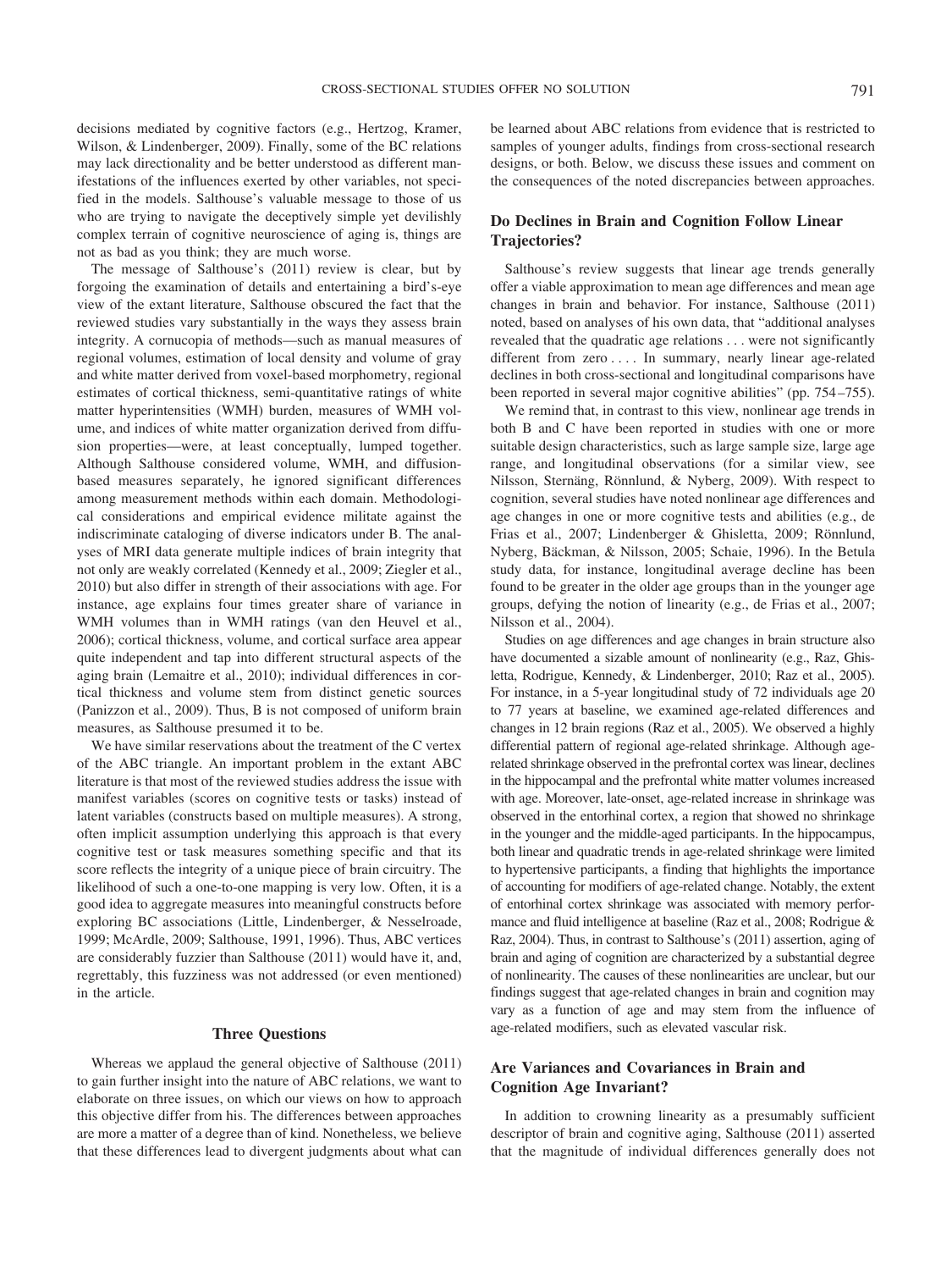decisions mediated by cognitive factors (e.g., Hertzog, Kramer, Wilson, & Lindenberger, 2009). Finally, some of the BC relations may lack directionality and be better understood as different manifestations of the influences exerted by other variables, not specified in the models. Salthouse's valuable message to those of us who are trying to navigate the deceptively simple yet devilishly complex terrain of cognitive neuroscience of aging is, things are not as bad as you think; they are much worse.

The message of Salthouse's (2011) review is clear, but by forgoing the examination of details and entertaining a bird's-eye view of the extant literature, Salthouse obscured the fact that the reviewed studies vary substantially in the ways they assess brain integrity. A cornucopia of methods—such as manual measures of regional volumes, estimation of local density and volume of gray and white matter derived from voxel-based morphometry, regional estimates of cortical thickness, semi-quantitative ratings of white matter hyperintensities (WMH) burden, measures of WMH volume, and indices of white matter organization derived from diffusion properties—were, at least conceptually, lumped together. Although Salthouse considered volume, WMH, and diffusion-based measures separately, he ignored significant differences among measurement methods within each domain. Methodological considerations and empirical evidence militate against the indiscriminate cataloging of diverse indicators under B. The analyses of MRI data generate multiple indices of brain integrity that not only are weakly correlated (Kennedy et al., 2009; Ziegler et al., 2010) but also differ in strength of their associations with age. For instance, age explains four times greater share of variance in WMH volumes than in WMH ratings (van den Heuvel et al., 2006); cortical thickness, volume, and cortical surface area appear quite independent and tap into different structural aspects of the aging brain (Lemaitre et al., 2010); individual differences in cortical thickness and volume stem from distinct genetic sources (Panizzon et al., 2009). Thus, B is not composed of uniform brain measures, as Salthouse presumed it to be.

We have similar reservations about the treatment of the C vertex of the ABC triangle. An important problem in the extant ABC literature is that most of the reviewed studies address the issue with manifest variables (scores on cognitive tests or tasks) instead of latent variables (constructs based on multiple measures). A strong, often implicit assumption underlying this approach is that every cognitive test or task measures something specific and that its score reflects the integrity of a unique piece of brain circuitry. The likelihood of such a one-to-one mapping is very low. Often, it is a good idea to aggregate measures into meaningful constructs before exploring BC associations (Little, Lindenberger, & Nesselroade, 1999; McArdle, 2009; Salthouse, 1991, 1996). Thus, ABC vertices are considerably fuzzier than Salthouse (2011) would have it, and, regrettably, this fuzziness was not addressed (or even mentioned) in the article.

## Three Questions

Whereas we applaud the general objective of Salthouse (2011) to gain further insight into the nature of ABC relations, we want to elaborate on three issues, on which our views on how to approach this objective differ from his. The differences between approaches are more a matter of a degree than of kind. Nonetheless, we believe that these differences lead to divergent judgments about what can be learned about ABC relations from evidence that is restricted to samples of younger adults, findings from cross-sectional research designs, or both. Below, we discuss these issues and comment on the consequences of the noted discrepancies between approaches.

### Do Declines in Brain and Cognition Follow Linear Trajectories?

Salthouse's review suggests that linear age trends generally offer a viable approximation to mean age differences and mean age changes in brain and behavior. For instance, Salthouse (2011) noted, based on analyses of his own data, that "additional analyses revealed that the quadratic age relations . . . were not significantly different from zero . . . . In summary, nearly linear age-related declines in both cross-sectional and longitudinal comparisons have been reported in several major cognitive abilities" (pp. 754–755).

We remind that, in contrast to this view, nonlinear age trends in both B and C have been reported in studies with one or more suitable design characteristics, such as large sample size, large age range, and longitudinal observations (for a similar view, see Nilsson, Sternäng, Rönnlund, & Nyberg, 2009). With respect to cognition, several studies have noted nonlinear age differences and age changes in one or more cognitive tests and abilities (e.g., de Frias et al., 2007; Lindenberger & Ghisletta, 2009; Rönnlund, Nyberg, Bäckman, & Nilsson, 2005; Schaie, 1996). In the Betula study data, for instance, longitudinal average decline has been found to be greater in the older age groups than in the younger age groups, defying the notion of linearity (e.g., de Frias et al., 2007; Nilsson et al., 2004).

Studies on age differences and age changes in brain structure also have documented a sizable amount of nonlinearity (e.g., Raz, Ghisletta, Rodrigue, Kennedy, & Lindenberger, 2010; Raz et al., 2005). For instance, in a 5-year longitudinal study of 72 individuals age 20 to 77 years at baseline, we examined age-related differences and changes in 12 brain regions (Raz et al., 2005). We observed a highly differential pattern of regional age-related shrinkage. Although age-related shrinkage observed in the prefrontal cortex was linear, declines in the hippocampal and the prefrontal white matter volumes increased with age. Moreover, late-onset, age-related increase in shrinkage was observed in the entorhinal cortex, a region that showed no shrinkage in the younger and the middle-aged participants. In the hippocampus, both linear and quadratic trends in age-related shrinkage were limited to hypertensive participants, a finding that highlights the importance of accounting for modifiers of age-related change. Notably, the extent of entorhinal cortex shrinkage was associated with memory performance and fluid intelligence at baseline (Raz et al., 2008; Rodrigue & Raz, 2004). Thus, in contrast to Salthouse's (2011) assertion, aging of brain and aging of cognition are characterized by a substantial degree of nonlinearity. The causes of these nonlinearities are unclear, but our findings suggest that age-related changes in brain and cognition may vary as a function of age and may stem from the influence of age-related modifiers, such as elevated vascular risk.

### Are Variances and Covariances in Brain and Cognition Age Invariant?

In addition to crowning linearity as a presumably sufficient descriptor of brain and cognitive aging, Salthouse (2011) asserted that the magnitude of individual differences generally does not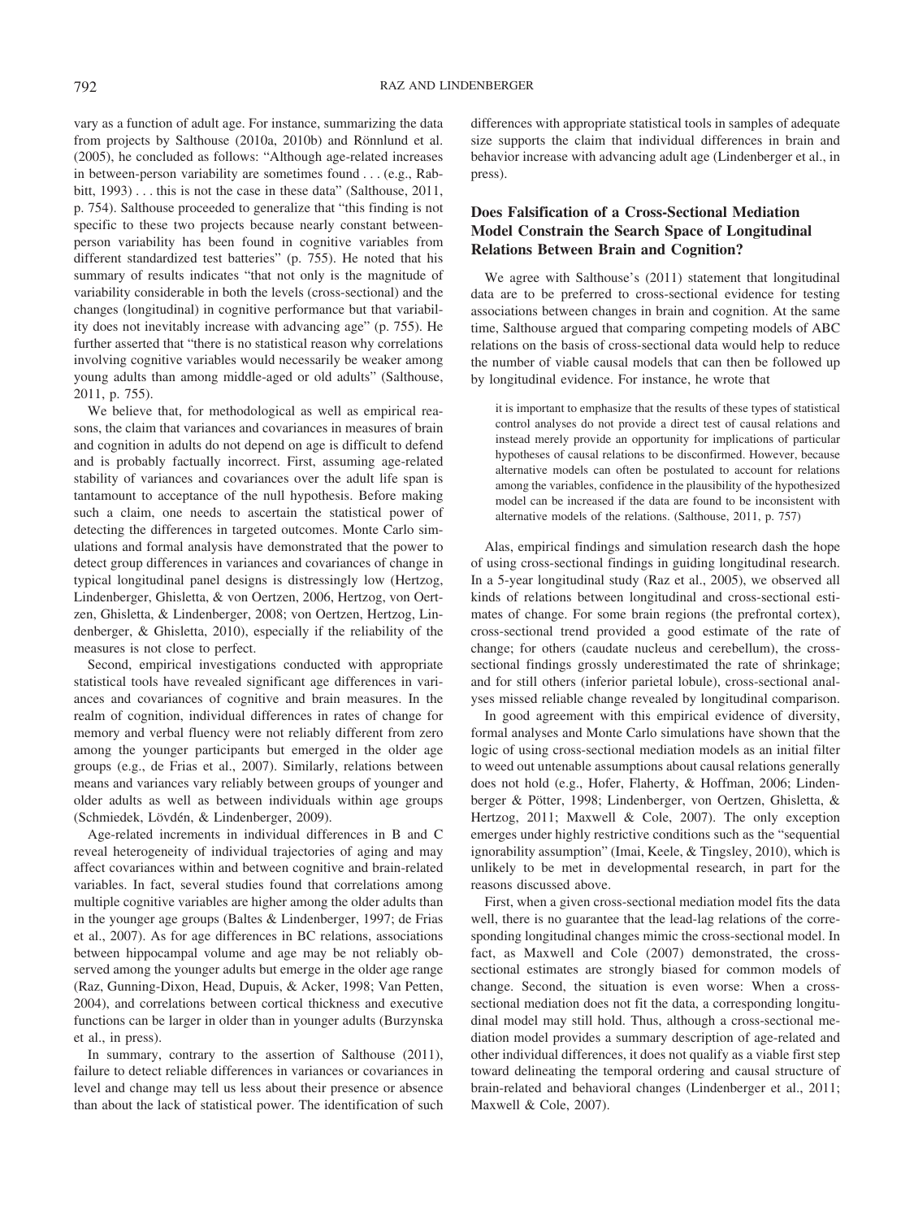vary as a function of adult age. For instance, summarizing the data from projects by Salthouse (2010a, 2010b) and Rönnlund et al. (2005), he concluded as follows: "Although age-related increases in between-person variability are sometimes found . . . (e.g., Rabbitt, 1993) . . . this is not the case in these data" (Salthouse, 2011, p. 754). Salthouse proceeded to generalize that "this finding is not specific to these two projects because nearly constant between-person variability has been found in cognitive variables from different standardized test batteries" (p. 755). He noted that his summary of results indicates "that not only is the magnitude of variability considerable in both the levels (cross-sectional) and the changes (longitudinal) in cognitive performance but that variability does not inevitably increase with advancing age" (p. 755). He further asserted that "there is no statistical reason why correlations involving cognitive variables would necessarily be weaker among young adults than among middle-aged or old adults" (Salthouse, 2011, p. 755).

We believe that, for methodological as well as empirical reasons, the claim that variances and covariances in measures of brain and cognition in adults do not depend on age is difficult to defend and is probably factually incorrect. First, assuming age-related stability of variances and covariances over the adult life span is tantamount to acceptance of the null hypothesis. Before making such a claim, one needs to ascertain the statistical power of detecting the differences in targeted outcomes. Monte Carlo simulations and formal analysis have demonstrated that the power to detect group differences in variances and covariances of change in typical longitudinal panel designs is distressingly low (Hertzog, Lindenberger, Ghisletta, & von Oertzen, 2006, Hertzog, von Oertzen, Ghisletta, & Lindenberger, 2008; von Oertzen, Hertzog, Lindenberger, & Ghisletta, 2010), especially if the reliability of the measures is not close to perfect.

Second, empirical investigations conducted with appropriate statistical tools have revealed significant age differences in variances and covariances of cognitive and brain measures. In the realm of cognition, individual differences in rates of change for memory and verbal fluency were not reliably different from zero among the younger participants but emerged in the older age groups (e.g., de Frias et al., 2007). Similarly, relations between means and variances vary reliably between groups of younger and older adults as well as between individuals within age groups (Schmiedek, Lövdén, & Lindenberger, 2009).

Age-related increments in individual differences in B and C reveal heterogeneity of individual trajectories of aging and may affect covariances within and between cognitive and brain-related variables. In fact, several studies found that correlations among multiple cognitive variables are higher among the older adults than in the younger age groups (Baltes & Lindenberger, 1997; de Frias et al., 2007). As for age differences in BC relations, associations between hippocampal volume and age may be not reliably observed among the younger adults but emerge in the older age range (Raz, Gunning-Dixon, Head, Dupuis, & Acker, 1998; Van Petten, 2004), and correlations between cortical thickness and executive functions can be larger in older than in younger adults (Burzynska et al., in press).

In summary, contrary to the assertion of Salthouse (2011), failure to detect reliable differences in variances or covariances in level and change may tell us less about their presence or absence than about the lack of statistical power. The identification of such differences with appropriate statistical tools in samples of adequate size supports the claim that individual differences in brain and behavior increase with advancing adult age (Lindenberger et al., in press).

## Does Falsification of a Cross-Sectional Mediation Model Constrain the Search Space of Longitudinal Relations Between Brain and Cognition?

We agree with Salthouse's (2011) statement that longitudinal data are to be preferred to cross-sectional evidence for testing associations between changes in brain and cognition. At the same time, Salthouse argued that comparing competing models of ABC relations on the basis of cross-sectional data would help to reduce the number of viable causal models that can then be followed up by longitudinal evidence. For instance, he wrote that

> it is important to emphasize that the results of these types of statistical control analyses do not provide a direct test of causal relations and instead merely provide an opportunity for implications of particular hypotheses of causal relations to be disconfirmed. However, because alternative models can often be postulated to account for relations among the variables, confidence in the plausibility of the hypothesized model can be increased if the data are found to be inconsistent with alternative models of the relations. (Salthouse, 2011, p. 757)

Alas, empirical findings and simulation research dash the hope of using cross-sectional findings in guiding longitudinal research. In a 5-year longitudinal study (Raz et al., 2005), we observed all kinds of relations between longitudinal and cross-sectional estimates of change. For some brain regions (the prefrontal cortex), cross-sectional trend provided a good estimate of the rate of change; for others (caudate nucleus and cerebellum), the cross-sectional findings grossly underestimated the rate of shrinkage; and for still others (inferior parietal lobule), cross-sectional analyses missed reliable change revealed by longitudinal comparison.

In good agreement with this empirical evidence of diversity, formal analyses and Monte Carlo simulations have shown that the logic of using cross-sectional mediation models as an initial filter to weed out untenable assumptions about causal relations generally does not hold (e.g., Hofer, Flaherty, & Hoffman, 2006; Lindenberger & Pötter, 1998; Lindenberger, von Oertzen, Ghisletta, & Hertzog, 2011; Maxwell & Cole, 2007). The only exception emerges under highly restrictive conditions such as the "sequential ignorability assumption" (Imai, Keele, & Tingsley, 2010), which is unlikely to be met in developmental research, in part for the reasons discussed above.

First, when a given cross-sectional mediation model fits the data well, there is no guarantee that the lead-lag relations of the corresponding longitudinal changes mimic the cross-sectional model. In fact, as Maxwell and Cole (2007) demonstrated, the cross-sectional estimates are strongly biased for common models of change. Second, the situation is even worse: When a cross-sectional mediation does not fit the data, a corresponding longitudinal model may still hold. Thus, although a cross-sectional mediation model provides a summary description of age-related and other individual differences, it does not qualify as a viable first step toward delineating the temporal ordering and causal structure of brain-related and behavioral changes (Lindenberger et al., 2011; Maxwell & Cole, 2007).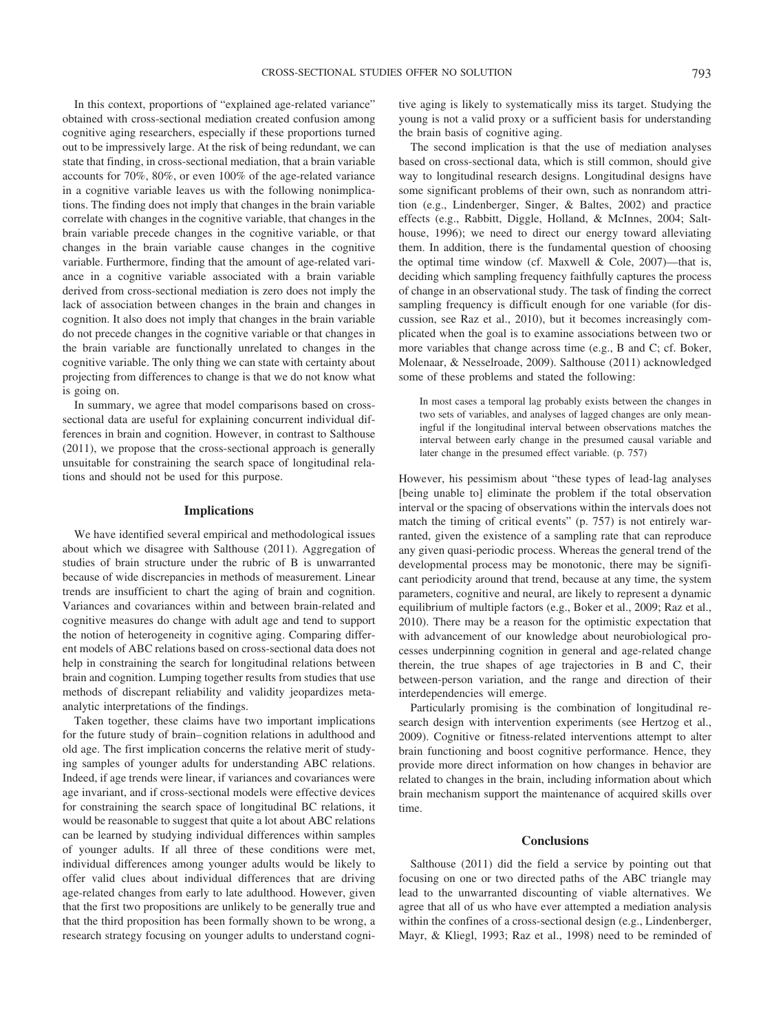In this context, proportions of "explained age-related variance" obtained with cross-sectional mediation created confusion among cognitive aging researchers, especially if these proportions turned out to be impressively large. At the risk of being redundant, we can state that finding, in cross-sectional mediation, that a brain variable accounts for 70%, 80%, or even 100% of the age-related variance in a cognitive variable leaves us with the following nonimplications. The finding does not imply that changes in the brain variable correlate with changes in the cognitive variable, that changes in the brain variable precede changes in the cognitive variable, or that changes in the brain variable cause changes in the cognitive variable. Furthermore, finding that the amount of age-related variance in a cognitive variable associated with a brain variable derived from cross-sectional mediation is zero does not imply the lack of association between changes in the brain and changes in cognition. It also does not imply that changes in the brain variable do not precede changes in the cognitive variable or that changes in the brain variable are functionally unrelated to changes in the cognitive variable. The only thing we can state with certainty about projecting from differences to change is that we do not know what is going on.

In summary, we agree that model comparisons based on cross-sectional data are useful for explaining concurrent individual differences in brain and cognition. However, in contrast to Salthouse (2011), we propose that the cross-sectional approach is generally unsuitable for constraining the search space of longitudinal relations and should not be used for this purpose.

## Implications

We have identified several empirical and methodological issues about which we disagree with Salthouse (2011). Aggregation of studies of brain structure under the rubric of B is unwarranted because of wide discrepancies in methods of measurement. Linear trends are insufficient to chart the aging of brain and cognition. Variances and covariances within and between brain-related and cognitive measures do change with adult age and tend to support the notion of heterogeneity in cognitive aging. Comparing different models of ABC relations based on cross-sectional data does not help in constraining the search for longitudinal relations between brain and cognition. Lumping together results from studies that use methods of discrepant reliability and validity jeopardizes meta-analytic interpretations of the findings.

Taken together, these claims have two important implications for the future study of brain–cognition relations in adulthood and old age. The first implication concerns the relative merit of studying samples of younger adults for understanding ABC relations. Indeed, if age trends were linear, if variances and covariances were age invariant, and if cross-sectional models were effective devices for constraining the search space of longitudinal BC relations, it would be reasonable to suggest that quite a lot about ABC relations can be learned by studying individual differences within samples of younger adults. If all three of these conditions were met, individual differences among younger adults would be likely to offer valid clues about individual differences that are driving age-related changes from early to late adulthood. However, given that the first two propositions are unlikely to be generally true and that the third proposition has been formally shown to be wrong, a research strategy focusing on younger adults to understand cognitive aging is likely to systematically miss its target. Studying the young is not a valid proxy or a sufficient basis for understanding the brain basis of cognitive aging.

The second implication is that the use of mediation analyses based on cross-sectional data, which is still common, should give way to longitudinal research designs. Longitudinal designs have some significant problems of their own, such as nonrandom attrition (e.g., Lindenberger, Singer, & Baltes, 2002) and practice effects (e.g., Rabbitt, Diggle, Holland, & McInnes, 2004; Salthouse, 1996); we need to direct our energy toward alleviating them. In addition, there is the fundamental question of choosing the optimal time window (cf. Maxwell & Cole, 2007)—that is, deciding which sampling frequency faithfully captures the process of change in an observational study. The task of finding the correct sampling frequency is difficult enough for one variable (for discussion, see Raz et al., 2010), but it becomes increasingly complicated when the goal is to examine associations between two or more variables that change across time (e.g., B and C; cf. Boker, Molenaar, & Nesselroade, 2009). Salthouse (2011) acknowledged some of these problems and stated the following:

> In most cases a temporal lag probably exists between the changes in two sets of variables, and analyses of lagged changes are only meaningful if the longitudinal interval between observations matches the interval between early change in the presumed causal variable and later change in the presumed effect variable. (p. 757)

However, his pessimism about "these types of lead-lag analyses [being unable to] eliminate the problem if the total observation interval or the spacing of observations within the intervals does not match the timing of critical events" (p. 757) is not entirely warranted, given the existence of a sampling rate that can reproduce any given quasi-periodic process. Whereas the general trend of the developmental process may be monotonic, there may be significant periodicity around that trend, because at any time, the system parameters, cognitive and neural, are likely to represent a dynamic equilibrium of multiple factors (e.g., Boker et al., 2009; Raz et al., 2010). There may be a reason for the optimistic expectation that with advancement of our knowledge about neurobiological processes underpinning cognition in general and age-related change therein, the true shapes of age trajectories in B and C, their between-person variation, and the range and direction of their interdependencies will emerge.

Particularly promising is the combination of longitudinal research design with intervention experiments (see Hertzog et al., 2009). Cognitive or fitness-related interventions attempt to alter brain functioning and boost cognitive performance. Hence, they provide more direct information on how changes in behavior are related to changes in the brain, including information about which brain mechanism support the maintenance of acquired skills over time.

## Conclusions

Salthouse (2011) did the field a service by pointing out that focusing on one or two directed paths of the ABC triangle may lead to the unwarranted discounting of viable alternatives. We agree that all of us who have ever attempted a mediation analysis within the confines of a cross-sectional design (e.g., Lindenberger, Mayr, & Kliegl, 1993; Raz et al., 1998) need to be reminded of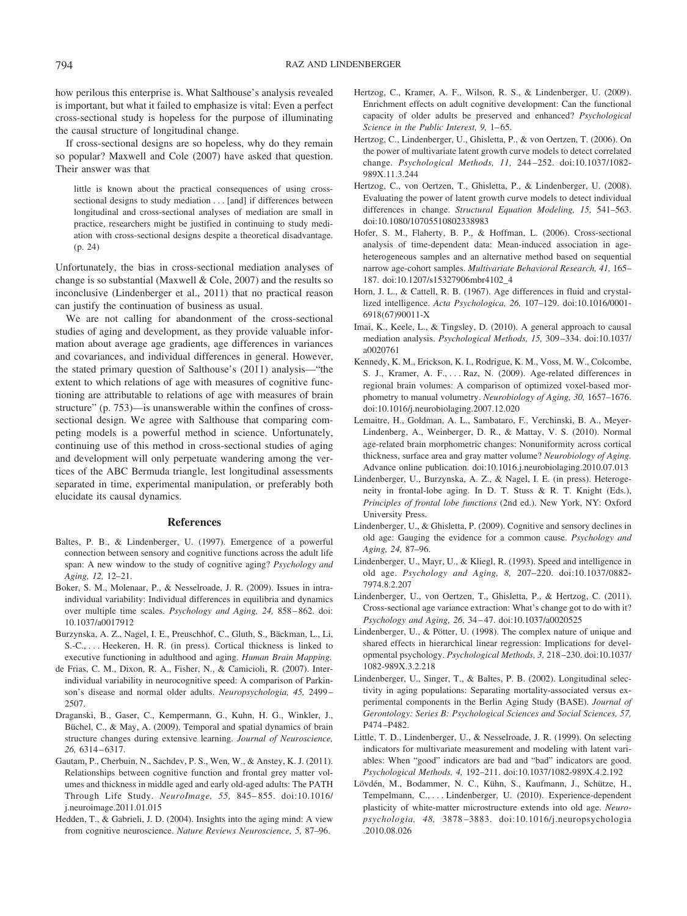how perilous this enterprise is. What Salthouse's analysis revealed is important, but what it failed to emphasize is vital: Even a perfect cross-sectional study is hopeless for the purpose of illuminating the causal structure of longitudinal change.

If cross-sectional designs are so hopeless, why do they remain so popular? Maxwell and Cole (2007) have asked that question. Their answer was that

> little is known about the practical consequences of using cross-sectional designs to study mediation . . . [and] if differences between longitudinal and cross-sectional analyses of mediation are small in practice, researchers might be justified in continuing to study mediation with cross-sectional designs despite a theoretical disadvantage. (p. 24)

Unfortunately, the bias in cross-sectional mediation analyses of change is so substantial (Maxwell & Cole, 2007) and the results so inconclusive (Lindenberger et al., 2011) that no practical reason can justify the continuation of business as usual.

We are not calling for abandonment of the cross-sectional studies of aging and development, as they provide valuable information about average age gradients, age differences in variances and covariances, and individual differences in general. However, the stated primary question of Salthouse's (2011) analysis—"the extent to which relations of age with measures of cognitive functioning are attributable to relations of age with measures of brain structure" (p. 753)—is unanswerable within the confines of cross-sectional design. We agree with Salthouse that comparing competing models is a powerful method in science. Unfortunately, continuing use of this method in cross-sectional studies of aging and development will only perpetuate wandering among the vertices of the ABC Bermuda triangle, lest longitudinal assessments separated in time, experimental manipulation, or preferably both elucidate its causal dynamics.

## References

Baltes, P. B., & Lindenberger, U. (1997). Emergence of a powerful connection between sensory and cognitive functions across the adult life span: A new window to the study of cognitive aging? *Psychology and Aging, 12,* 12–21.

Boker, S. M., Molenaar, P., & Nesselroade, J. R. (2009). Issues in intraindividual variability: Individual differences in equilibria and dynamics over multiple time scales. *Psychology and Aging, 24,* 858–862. doi:10.1037/a0017912

Burzynska, A. Z., Nagel, I. E., Preuschhof, C., Gluth, S., Bäckman, L., Li, S.-C., . . . Heekeren, H. R. (in press). Cortical thickness is linked to executive functioning in adulthood and aging. *Human Brain Mapping.*

de Frias, C. M., Dixon, R. A., Fisher, N., & Camicioli, R. (2007). Intraindividual variability in neurocognitive speed: A comparison of Parkinson's disease and normal older adults. *Neuropsychologia, 45,* 2499–2507.

Draganski, B., Gaser, C., Kempermann, G., Kuhn, H. G., Winkler, J., Büchel, C., & May, A. (2009). Temporal and spatial dynamics of brain structure changes during extensive learning. *Journal of Neuroscience, 26,* 6314–6317.

Gautam, P., Cherbuin, N., Sachdev, P. S., Wen, W., & Anstey, K. J. (2011). Relationships between cognitive function and frontal grey matter volumes and thickness in middle aged and early old-aged adults: The PATH Through Life Study. *NeuroImage, 55,* 845–855. doi:10.1016/j.neuroimage.2011.01.015

Hedden, T., & Gabrieli, J. D. (2004). Insights into the aging mind: A view from cognitive neuroscience. *Nature Reviews Neuroscience, 5,* 87–96.

Hertzog, C., Kramer, A. F., Wilson, R. S., & Lindenberger, U. (2009). Enrichment effects on adult cognitive development: Can the functional capacity of older adults be preserved and enhanced? *Psychological Science in the Public Interest, 9,* 1–65.

Hertzog, C., Lindenberger, U., Ghisletta, P., & von Oertzen, T. (2006). On the power of multivariate latent growth curve models to detect correlated change. *Psychological Methods, 11,* 244–252. doi:10.1037/1082-989X.11.3.244

Hertzog, C., von Oertzen, T., Ghisletta, P., & Lindenberger, U. (2008). Evaluating the power of latent growth curve models to detect individual differences in change. *Structural Equation Modeling, 15,* 541–563. doi:10.1080/10705510802338983

Hofer, S. M., Flaherty, B. P., & Hoffman, L. (2006). Cross-sectional analysis of time-dependent data: Mean-induced association in age-heterogeneous samples and an alternative method based on sequential narrow age-cohort samples. *Multivariate Behavioral Research, 41,* 165–187. doi:10.1207/s15327906mbr4102_4

Horn, J. L., & Cattell, R. B. (1967). Age differences in fluid and crystallized intelligence. *Acta Psychologica, 26,* 107–129. doi:10.1016/0001-6918(67)90011-X

Imai, K., Keele, L., & Tingsley, D. (2010). A general approach to causal mediation analysis. *Psychological Methods, 15,* 309–334. doi:10.1037/a0020761

Kennedy, K. M., Erickson, K. I., Rodrigue, K. M., Voss, M. W., Colcombe, S. J., Kramer, A. F., . . . Raz, N. (2009). Age-related differences in regional brain volumes: A comparison of optimized voxel-based morphometry to manual volumetry. *Neurobiology of Aging, 30,* 1657–1676. doi:10.1016/j.neurobiolaging.2007.12.020

Lemaitre, H., Goldman, A. L., Sambataro, F., Verchinski, B. A., Meyer-Lindenberg, A., Weinberger, D. R., & Mattay, V. S. (2010). Normal age-related brain morphometric changes: Nonuniformity across cortical thickness, surface area and gray matter volume? *Neurobiology of Aging.* Advance online publication. doi:10.1016.j.neurobiolaging.2010.07.013

Lindenberger, U., Burzynska, A. Z., & Nagel, I. E. (in press). Heterogeneity in frontal-lobe aging. In D. T. Stuss & R. T. Knight (Eds.), *Principles of frontal lobe functions* (2nd ed.). New York, NY: Oxford University Press.

Lindenberger, U., & Ghisletta, P. (2009). Cognitive and sensory declines in old age: Gauging the evidence for a common cause. *Psychology and Aging, 24,* 87–96.

Lindenberger, U., Mayr, U., & Kliegl, R. (1993). Speed and intelligence in old age. *Psychology and Aging, 8,* 207–220. doi:10.1037/0882-7974.8.2.207

Lindenberger, U., von Oertzen, T., Ghisletta, P., & Hertzog, C. (2011). Cross-sectional age variance extraction: What's change got to do with it? *Psychology and Aging, 26,* 34–47. doi:10.1037/a0020525

Lindenberger, U., & Pötter, U. (1998). The complex nature of unique and shared effects in hierarchical linear regression: Implications for developmental psychology. *Psychological Methods, 3,* 218–230. doi:10.1037/1082-989X.3.2.218

Lindenberger, U., Singer, T., & Baltes, P. B. (2002). Longitudinal selectivity in aging populations: Separating mortality-associated versus experimental components in the Berlin Aging Study (BASE). *Journal of Gerontology: Series B: Psychological Sciences and Social Sciences, 57,* P474–P482.

Little, T. D., Lindenberger, U., & Nesselroade, J. R. (1999). On selecting indicators for multivariate measurement and modeling with latent variables: When "good" indicators are bad and "bad" indicators are good. *Psychological Methods, 4,* 192–211. doi:10.1037/1082-989X.4.2.192

Lövdén, M., Bodammer, N. C., Kühn, S., Kaufmann, J., Schütze, H., Tempelmann, C., . . . Lindenberger, U. (2010). Experience-dependent plasticity of white-matter microstructure extends into old age. *Neuropsychologia, 48,* 3878–3883. doi:10.1016/j.neuropsychologia.2010.08.026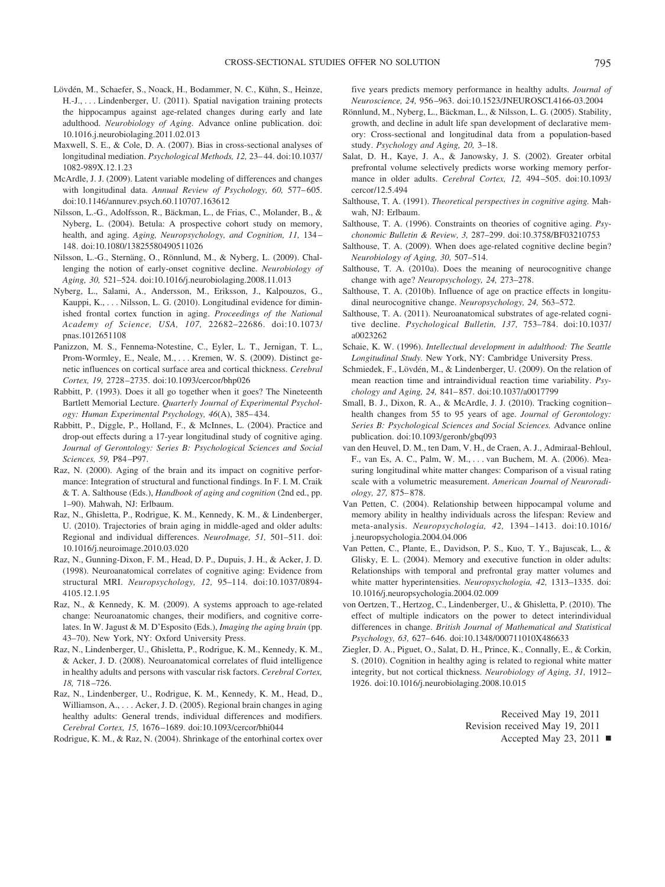Lövdén, M., Schaefer, S., Noack, H., Bodammer, N. C., Kühn, S., Heinze, H.-J., . . . Lindenberger, U. (2011). Spatial navigation training protects the hippocampus against age-related changes during early and late adulthood. *Neurobiology of Aging.* Advance online publication. doi:10.1016.j.neurobiolaging.2011.02.013

Maxwell, S. E., & Cole, D. A. (2007). Bias in cross-sectional analyses of longitudinal mediation. *Psychological Methods, 12,* 23–44. doi:10.1037/1082-989X.12.1.23

McArdle, J. J. (2009). Latent variable modeling of differences and changes with longitudinal data. *Annual Review of Psychology, 60,* 577–605. doi:10.1146/annurev.psych.60.110707.163612

Nilsson, L.-G., Adolfsson, R., Bäckman, L., de Frias, C., Molander, B., & Nyberg, L. (2004). Betula: A prospective cohort study on memory, health, and aging. *Aging, Neuropsychology, and Cognition, 11,* 134–148. doi:10.1080/13825580490511026

Nilsson, L.-G., Sternäng, O., Rönnlund, M., & Nyberg, L. (2009). Challenging the notion of early-onset cognitive decline. *Neurobiology of Aging, 30,* 521–524. doi:10.1016/j.neurobiolaging.2008.11.013

Nyberg, L., Salami, A., Andersson, M., Eriksson, J., Kalpouzos, G., Kauppi, K., . . . Nilsson, L. G. (2010). Longitudinal evidence for diminished frontal cortex function in aging. *Proceedings of the National Academy of Science, USA, 107,* 22682–22686. doi:10.1073/pnas.1012651108

Panizzon, M. S., Fennema-Notestine, C., Eyler, L. T., Jernigan, T. L., Prom-Wormley, E., Neale, M., . . . Kremen, W. S. (2009). Distinct genetic influences on cortical surface area and cortical thickness. *Cerebral Cortex, 19,* 2728–2735. doi:10.1093/cercor/bhp026

Rabbitt, P. (1993). Does it all go together when it goes? The Nineteenth Bartlett Memorial Lecture. *Quarterly Journal of Experimental Psychology: Human Experimental Psychology, 46*(A), 385–434.

Rabbitt, P., Diggle, P., Holland, F., & McInnes, L. (2004). Practice and drop-out effects during a 17-year longitudinal study of cognitive aging. *Journal of Gerontology: Series B: Psychological Sciences and Social Sciences, 59,* P84–P97.

Raz, N. (2000). Aging of the brain and its impact on cognitive performance: Integration of structural and functional findings. In F. I. M. Craik & T. A. Salthouse (Eds.), *Handbook of aging and cognition* (2nd ed., pp. 1–90). Mahwah, NJ: Erlbaum.

Raz, N., Ghisletta, P., Rodrigue, K. M., Kennedy, K. M., & Lindenberger, U. (2010). Trajectories of brain aging in middle-aged and older adults: Regional and individual differences. *NeuroImage, 51,* 501–511. doi:10.1016/j.neuroimage.2010.03.020

Raz, N., Gunning-Dixon, F. M., Head, D. P., Dupuis, J. H., & Acker, J. D. (1998). Neuroanatomical correlates of cognitive aging: Evidence from structural MRI. *Neuropsychology, 12,* 95–114. doi:10.1037/0894-4105.12.1.95

Raz, N., & Kennedy, K. M. (2009). A systems approach to age-related change: Neuroanatomic changes, their modifiers, and cognitive correlates. In W. Jagust & M. D'Esposito (Eds.), *Imaging the aging brain* (pp. 43–70). New York, NY: Oxford University Press.

Raz, N., Lindenberger, U., Ghisletta, P., Rodrigue, K. M., Kennedy, K. M., & Acker, J. D. (2008). Neuroanatomical correlates of fluid intelligence in healthy adults and persons with vascular risk factors. *Cerebral Cortex, 18,* 718–726.

Raz, N., Lindenberger, U., Rodrigue, K. M., Kennedy, K. M., Head, D., Williamson, A., . . . Acker, J. D. (2005). Regional brain changes in aging healthy adults: General trends, individual differences and modifiers. *Cerebral Cortex, 15,* 1676–1689. doi:10.1093/cercor/bhi044

Rodrigue, K. M., & Raz, N. (2004). Shrinkage of the entorhinal cortex over five years predicts memory performance in healthy adults. *Journal of Neuroscience, 24,* 956–963. doi:10.1523/JNEUROSCI.4166-03.2004

Rönnlund, M., Nyberg, L., Bäckman, L., & Nilsson, L. G. (2005). Stability, growth, and decline in adult life span development of declarative memory: Cross-sectional and longitudinal data from a population-based study. *Psychology and Aging, 20,* 3–18.

Salat, D. H., Kaye, J. A., & Janowsky, J. S. (2002). Greater orbital prefrontal volume selectively predicts worse working memory performance in older adults. *Cerebral Cortex, 12,* 494–505. doi:10.1093/cercor/12.5.494

Salthouse, T. A. (1991). *Theoretical perspectives in cognitive aging.* Mahwah, NJ: Erlbaum.

Salthouse, T. A. (1996). Constraints on theories of cognitive aging. *Psychonomic Bulletin & Review, 3,* 287–299. doi:10.3758/BF03210753

Salthouse, T. A. (2009). When does age-related cognitive decline begin? *Neurobiology of Aging, 30,* 507–514.

Salthouse, T. A. (2010a). Does the meaning of neurocognitive change change with age? *Neuropsychology, 24,* 273–278.

Salthouse, T. A. (2010b). Influence of age on practice effects in longitudinal neurocognitive change. *Neuropsychology, 24,* 563–572.

Salthouse, T. A. (2011). Neuroanatomical substrates of age-related cognitive decline. *Psychological Bulletin, 137,* 753–784. doi:10.1037/a0023262

Schaie, K. W. (1996). *Intellectual development in adulthood: The Seattle Longitudinal Study.* New York, NY: Cambridge University Press.

Schmiedek, F., Lövdén, M., & Lindenberger, U. (2009). On the relation of mean reaction time and intraindividual reaction time variability. *Psychology and Aging, 24,* 841–857. doi:10.1037/a0017799

Small, B. J., Dixon, R. A., & McArdle, J. J. (2010). Tracking cognition–health changes from 55 to 95 years of age. *Journal of Gerontology: Series B: Psychological Sciences and Social Sciences.* Advance online publication. doi:10.1093/geronb/gbq093

van den Heuvel, D. M., ten Dam, V. H., de Craen, A. J., Admiraal-Behloul, F., van Es, A. C., Palm, W. M., . . . van Buchem, M. A. (2006). Measuring longitudinal white matter changes: Comparison of a visual rating scale with a volumetric measurement. *American Journal of Neuroradiology, 27,* 875–878.

Van Petten, C. (2004). Relationship between hippocampal volume and memory ability in healthy individuals across the lifespan: Review and meta-analysis. *Neuropsychologia, 42,* 1394–1413. doi:10.1016/j.neuropsychologia.2004.04.006

Van Petten, C., Plante, E., Davidson, P. S., Kuo, T. Y., Bajuscak, L., & Glisky, E. L. (2004). Memory and executive function in older adults: Relationships with temporal and prefrontal gray matter volumes and white matter hyperintensities. *Neuropsychologia, 42,* 1313–1335. doi:10.1016/j.neuropsychologia.2004.02.009

von Oertzen, T., Hertzog, C., Lindenberger, U., & Ghisletta, P. (2010). The effect of multiple indicators on the power to detect interindividual differences in change. *British Journal of Mathematical and Statistical Psychology, 63,* 627–646. doi:10.1348/000711010X486633

Ziegler, D. A., Piguet, O., Salat, D. H., Prince, K., Connally, E., & Corkin, S. (2010). Cognition in healthy aging is related to regional white matter integrity, but not cortical thickness. *Neurobiology of Aging, 31,* 1912–1926. doi:10.1016/j.neurobiolaging.2008.10.015

Received May 19, 2011
Revision received May 19, 2011
Accepted May 23, 2011 ■